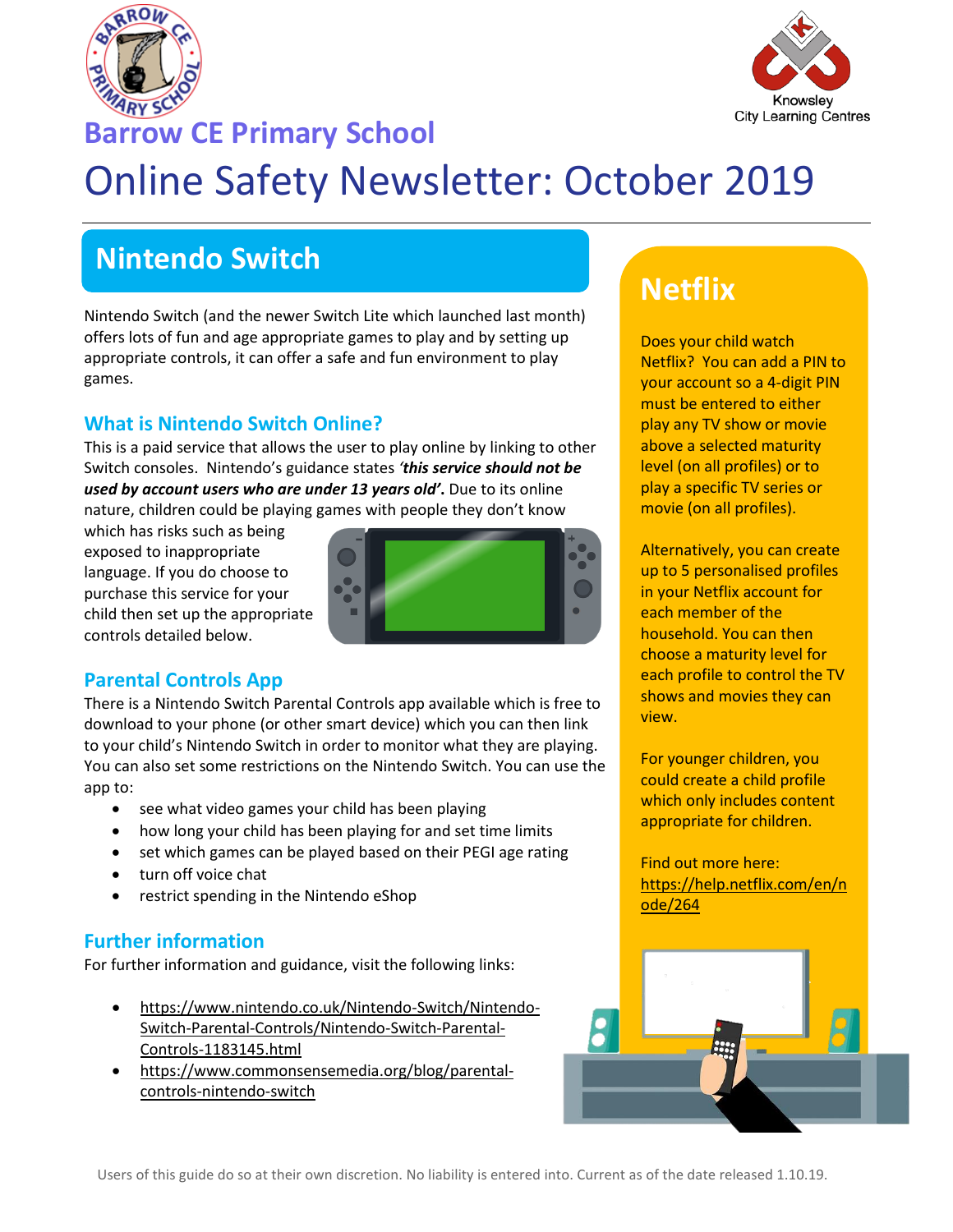Barrow CE Primary School

# Online Safety Newsletter: October 2019

## Nintendo Switch

Nintendo Switch (and the newer Switch Lite which launched last month) offers lots of fun and age appropriate games to play and by setting up appropriate controls, it can offer a safe and fun environment to play games.

### What is Nintendo Switch Online?

This is a paid service that allows the user to play online by linking to other Switch consoles. Nintendo's guidance states ***'this service should not be used by account users who are under 13 years old'.*** Due to its online nature, children could be playing games with people they don't know which has risks such as being exposed to inappropriate language. If you do choose to purchase this service for your child then set up the appropriate controls detailed below.

### Parental Controls App

There is a Nintendo Switch Parental Controls app available which is free to download to your phone (or other smart device) which you can then link to your child's Nintendo Switch in order to monitor what they are playing. You can also set some restrictions on the Nintendo Switch. You can use the app to:

- see what video games your child has been playing
- how long your child has been playing for and set time limits
- set which games can be played based on their PEGI age rating
- turn off voice chat
- restrict spending in the Nintendo eShop

### Further information

For further information and guidance, visit the following links:

- https://www.nintendo.co.uk/Nintendo-Switch/Nintendo-Switch-Parental-Controls/Nintendo-Switch-Parental-Controls-1183145.html
- https://www.commonsensemedia.org/blog/parental-controls-nintendo-switch

## Netflix

Does your child watch Netflix? You can add a PIN to your account so a 4-digit PIN must be entered to either play any TV show or movie above a selected maturity level (on all profiles) or to play a specific TV series or movie (on all profiles).

Alternatively, you can create up to 5 personalised profiles in your Netflix account for each member of the household. You can then choose a maturity level for each profile to control the TV shows and movies they can view.

For younger children, you could create a child profile which only includes content appropriate for children.

Find out more here: https://help.netflix.com/en/node/264

Users of this guide do so at their own discretion. No liability is entered into. Current as of the date released 1.10.19.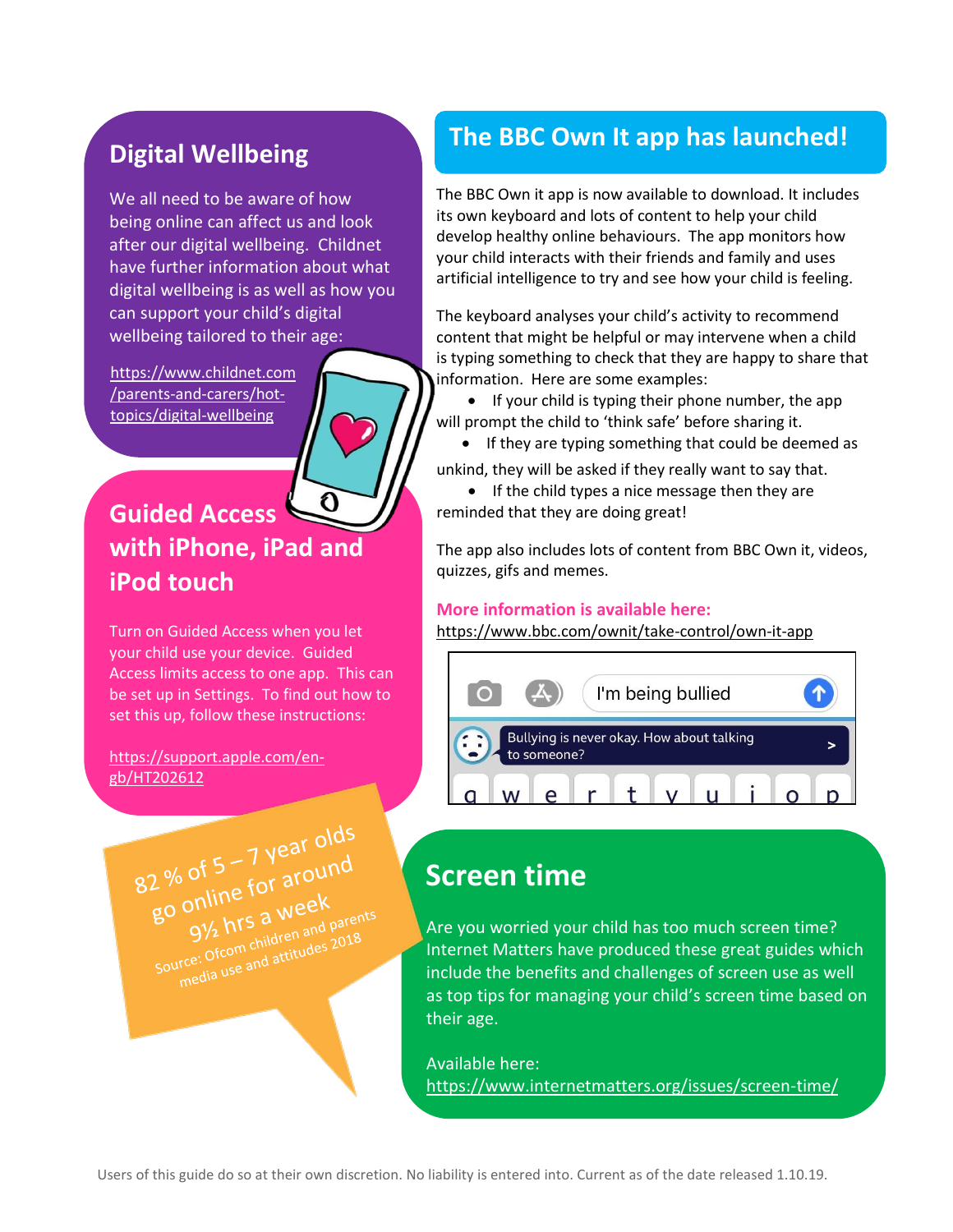## Digital Wellbeing

We all need to be aware of how being online can affect us and look after our digital wellbeing. Childnet have further information about what digital wellbeing is as well as how you can support your child's digital wellbeing tailored to their age:

https://www.childnet.com/parents-and-carers/hot-topics/digital-wellbeing

## Guided Access with iPhone, iPad and iPod touch

Turn on Guided Access when you let your child use your device. Guided Access limits access to one app. This can be set up in Settings. To find out how to set this up, follow these instructions:

https://support.apple.com/en-gb/HT202612

82 % of 5 – 7 year olds go online for around 9½ hrs a week

Source: Ofcom children and parents media use and attitudes 2018

## The BBC Own It app has launched!

The BBC Own it app is now available to download. It includes its own keyboard and lots of content to help your child develop healthy online behaviours. The app monitors how your child interacts with their friends and family and uses artificial intelligence to try and see how your child is feeling.

The keyboard analyses your child's activity to recommend content that might be helpful or may intervene when a child is typing something to check that they are happy to share that information. Here are some examples:

- If your child is typing their phone number, the app will prompt the child to 'think safe' before sharing it.
- If they are typing something that could be deemed as unkind, they will be asked if they really want to say that.
- If the child types a nice message then they are reminded that they are doing great!

The app also includes lots of content from BBC Own it, videos, quizzes, gifs and memes.

**More information is available here:**
https://www.bbc.com/ownit/take-control/own-it-app

I'm being bullied

Bullying is never okay. How about talking to someone?

## Screen time

Are you worried your child has too much screen time? Internet Matters have produced these great guides which include the benefits and challenges of screen use as well as top tips for managing your child's screen time based on their age.

Available here:
https://www.internetmatters.org/issues/screen-time/

Users of this guide do so at their own discretion. No liability is entered into. Current as of the date released 1.10.19.